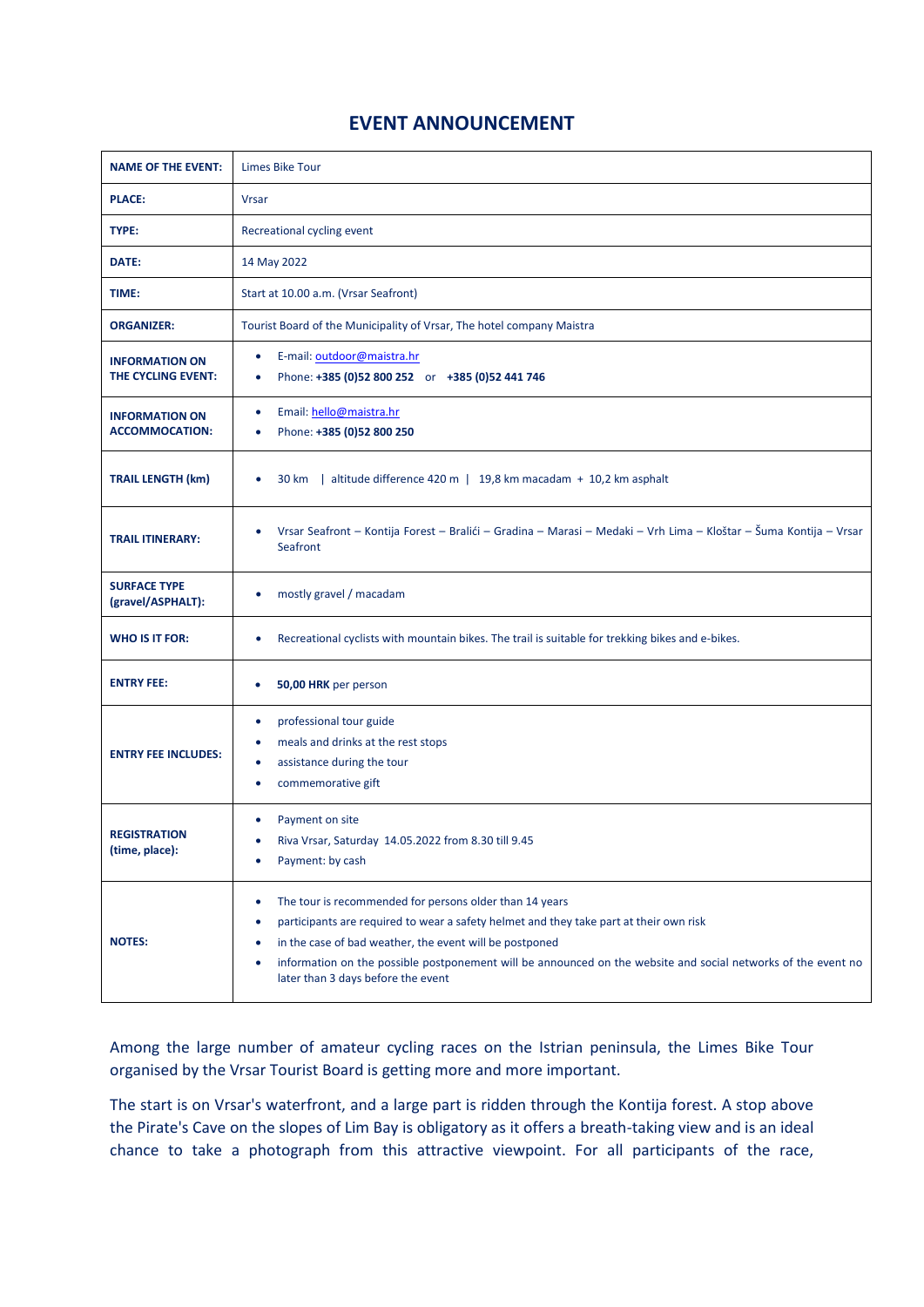# EVENT ANNOUNCEMENT

| NAME OF THE EVENT: | Limes Bike Tour |
|---|---|
| **PLACE:** | Vrsar |
| **TYPE:** | Recreational cycling event |
| **DATE:** | 14 May 2022 |
| **TIME:** | Start at 10.00 a.m. (Vrsar Seafront) |
| **ORGANIZER:** | Tourist Board of the Municipality of Vrsar, The hotel company Maistra |
| **INFORMATION ON THE CYCLING EVENT:** | • E-mail: outdoor@maistra.hr<br>• Phone: **+385 (0)52 800 252** or **+385 (0)52 441 746** |
| **INFORMATION ON ACCOMMOCATION:** | • Email: hello@maistra.hr<br>• Phone: **+385 (0)52 800 250** |
| **TRAIL LENGTH (km)** | • 30 km \| altitude difference 420 m \| 19,8 km macadam + 10,2 km asphalt |
| **TRAIL ITINERARY:** | • Vrsar Seafront – Kontija Forest – Bralići – Gradina – Marasi – Medaki – Vrh Lima – Kloštar – Šuma Kontija – Vrsar Seafront |
| **SURFACE TYPE (gravel/ASPHALT):** | • mostly gravel / macadam |
| **WHO IS IT FOR:** | • Recreational cyclists with mountain bikes. The trail is suitable for trekking bikes and e-bikes. |
| **ENTRY FEE:** | • **50,00 HRK** per person |
| **ENTRY FEE INCLUDES:** | • professional tour guide<br>• meals and drinks at the rest stops<br>• assistance during the tour<br>• commemorative gift |
| **REGISTRATION (time, place):** | • Payment on site<br>• Riva Vrsar, Saturday 14.05.2022 from 8.30 till 9.45<br>• Payment: by cash |
| **NOTES:** | • The tour is recommended for persons older than 14 years<br>• participants are required to wear a safety helmet and they take part at their own risk<br>• in the case of bad weather, the event will be postponed<br>• information on the possible postponement will be announced on the website and social networks of the event no later than 3 days before the event |

Among the large number of amateur cycling races on the Istrian peninsula, the Limes Bike Tour organised by the Vrsar Tourist Board is getting more and more important.

The start is on Vrsar's waterfront, and a large part is ridden through the Kontija forest. A stop above the Pirate's Cave on the slopes of Lim Bay is obligatory as it offers a breath-taking view and is an ideal chance to take a photograph from this attractive viewpoint. For all participants of the race,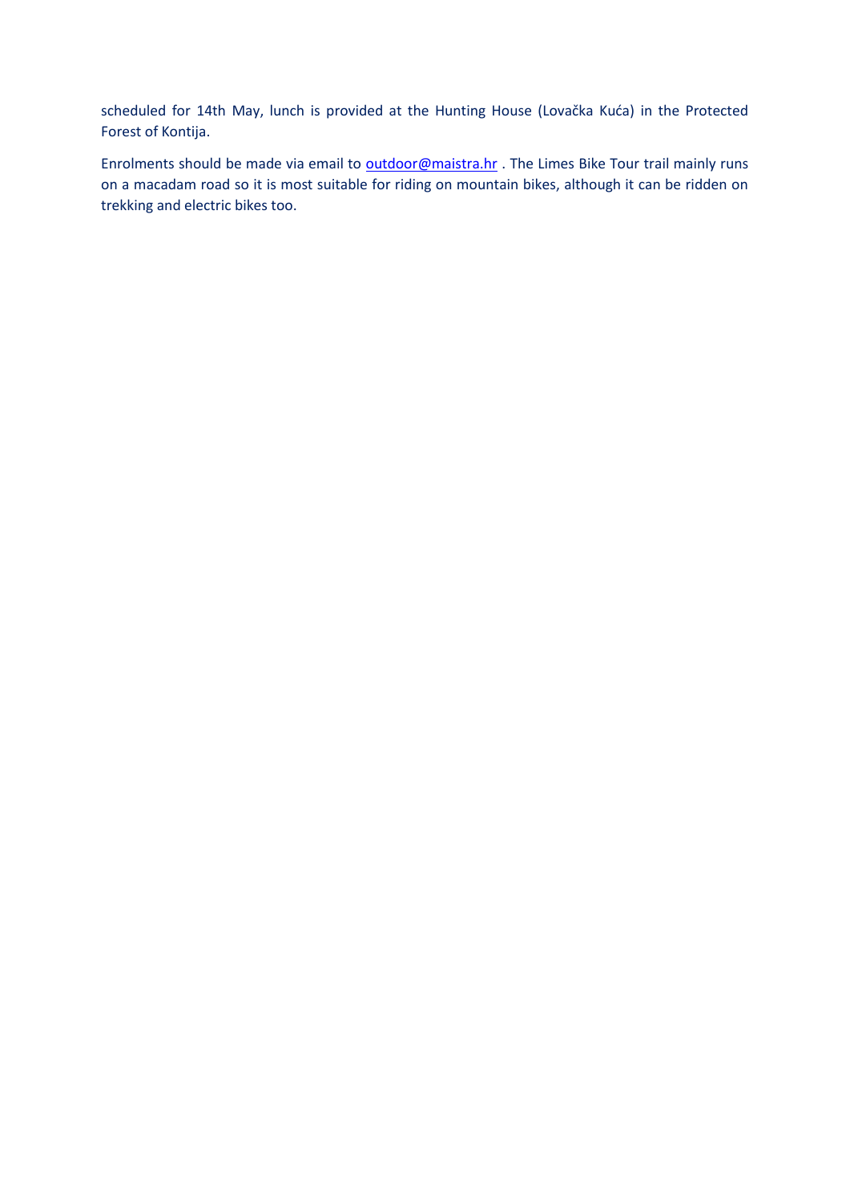scheduled for 14th May, lunch is provided at the Hunting House (Lovačka Kuća) in the Protected Forest of Kontija.

Enrolments should be made via email to outdoor@maistra.hr . The Limes Bike Tour trail mainly runs on a macadam road so it is most suitable for riding on mountain bikes, although it can be ridden on trekking and electric bikes too.